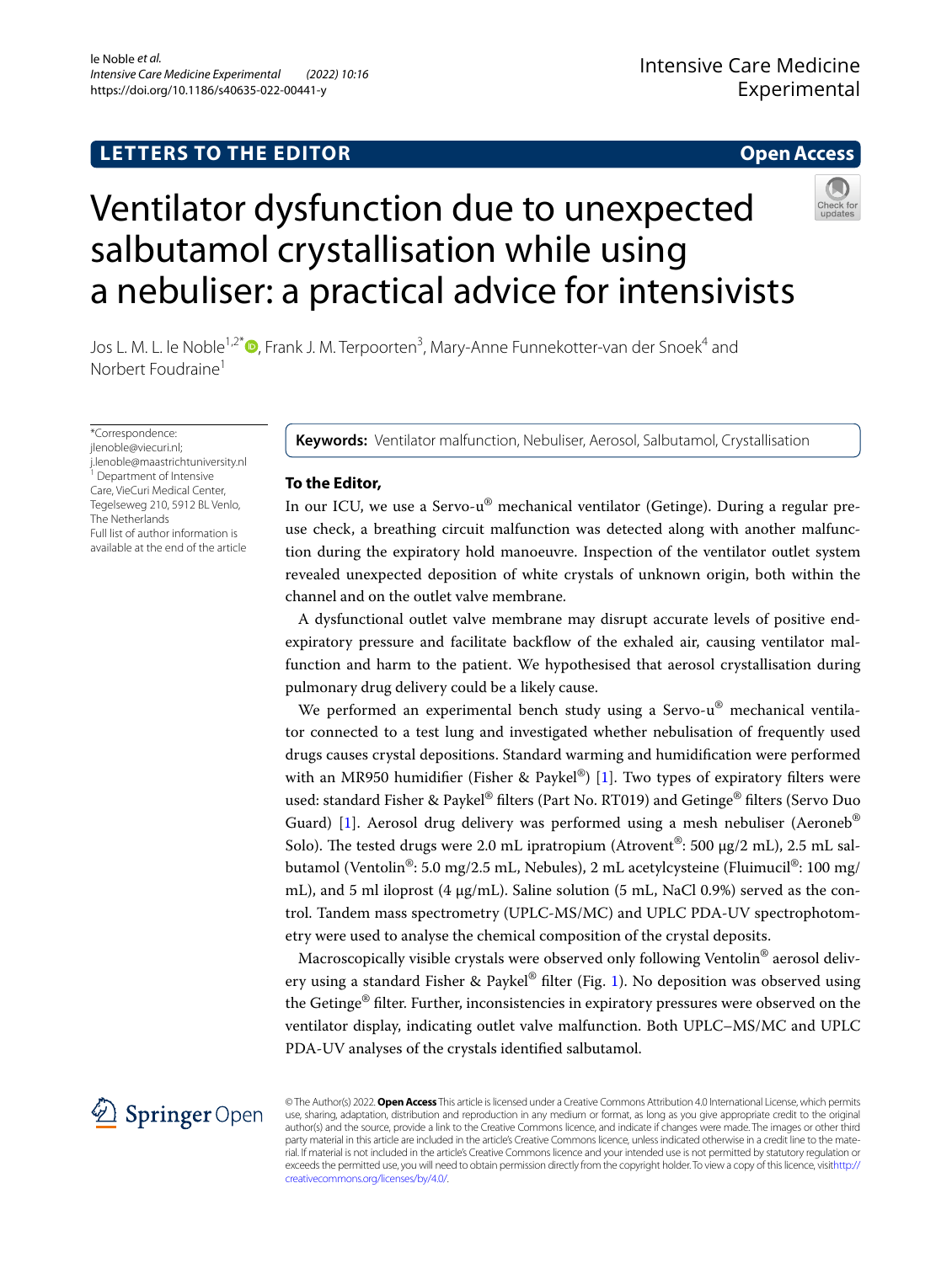LETTERS TO THE EDITOR

Open Access

# Ventilator dysfunction due to unexpected salbutamol crystallisation while using a nebuliser: a practical advice for intensivists

Jos L. M. le Noble[1,2*], Frank J. M. Terpoorten[3], Mary-Anne Funnekotter-van der Snoek[4] and Norbert Foudraine[1]

*Correspondence: jlenoble@viecuri.nl; j.lenoble@maastrichtuniversity.nl
[1] Department of Intensive Care, VieCuri Medical Center, Tegelseweg 210, 5912 BL Venlo, The Netherlands
Full list of author information is available at the end of the article

**Keywords:** Ventilator malfunction, Nebuliser, Aerosol, Salbutamol, Crystallisation

**To the Editor,**

In our ICU, we use a Servo-u® mechanical ventilator (Getinge). During a regular pre-use check, a breathing circuit malfunction was detected along with another malfunction during the expiratory hold manoeuvre. Inspection of the ventilator outlet system revealed unexpected deposition of white crystals of unknown origin, both within the channel and on the outlet valve membrane.

A dysfunctional outlet valve membrane may disrupt accurate levels of positive end-expiratory pressure and facilitate backflow of the exhaled air, causing ventilator malfunction and harm to the patient. We hypothesised that aerosol crystallisation during pulmonary drug delivery could be a likely cause.

We performed an experimental bench study using a Servo-u® mechanical ventilator connected to a test lung and investigated whether nebulisation of frequently used drugs causes crystal depositions. Standard warming and humidification were performed with an MR950 humidifier (Fisher & Paykel®) [1]. Two types of expiratory filters were used: standard Fisher & Paykel® filters (Part No. RT019) and Getinge® filters (Servo Duo Guard) [1]. Aerosol drug delivery was performed using a mesh nebuliser (Aeroneb® Solo). The tested drugs were 2.0 mL ipratropium (Atrovent®: 500 µg/2 mL), 2.5 mL salbutamol (Ventolin®: 5.0 mg/2.5 mL, Nebules), 2 mL acetylcysteine (Fluimucil®: 100 mg/mL), and 5 ml iloprost (4 µg/mL). Saline solution (5 mL, NaCl 0.9%) served as the control. Tandem mass spectrometry (UPLC-MS/MC) and UPLC PDA-UV spectrophotometry were used to analyse the chemical composition of the crystal deposits.

Macroscopically visible crystals were observed only following Ventolin® aerosol delivery using a standard Fisher & Paykel® filter (Fig. 1). No deposition was observed using the Getinge® filter. Further, inconsistencies in expiratory pressures were observed on the ventilator display, indicating outlet valve malfunction. Both UPLC–MS/MC and UPLC PDA-UV analyses of the crystals identified salbutamol.

© The Author(s) 2022. **Open Access** This article is licensed under a Creative Commons Attribution 4.0 International License, which permits use, sharing, adaptation, distribution and reproduction in any medium or format, as long as you give appropriate credit to the original author(s) and the source, provide a link to the Creative Commons licence, and indicate if changes were made. The images or other third party material in this article are included in the article's Creative Commons licence, unless indicated otherwise in a credit line to the material. If material is not included in the article's Creative Commons licence and your intended use is not permitted by statutory regulation or exceeds the permitted use, you will need to obtain permission directly from the copyright holder. To view a copy of this licence, visit http://creativecommons.org/licenses/by/4.0/.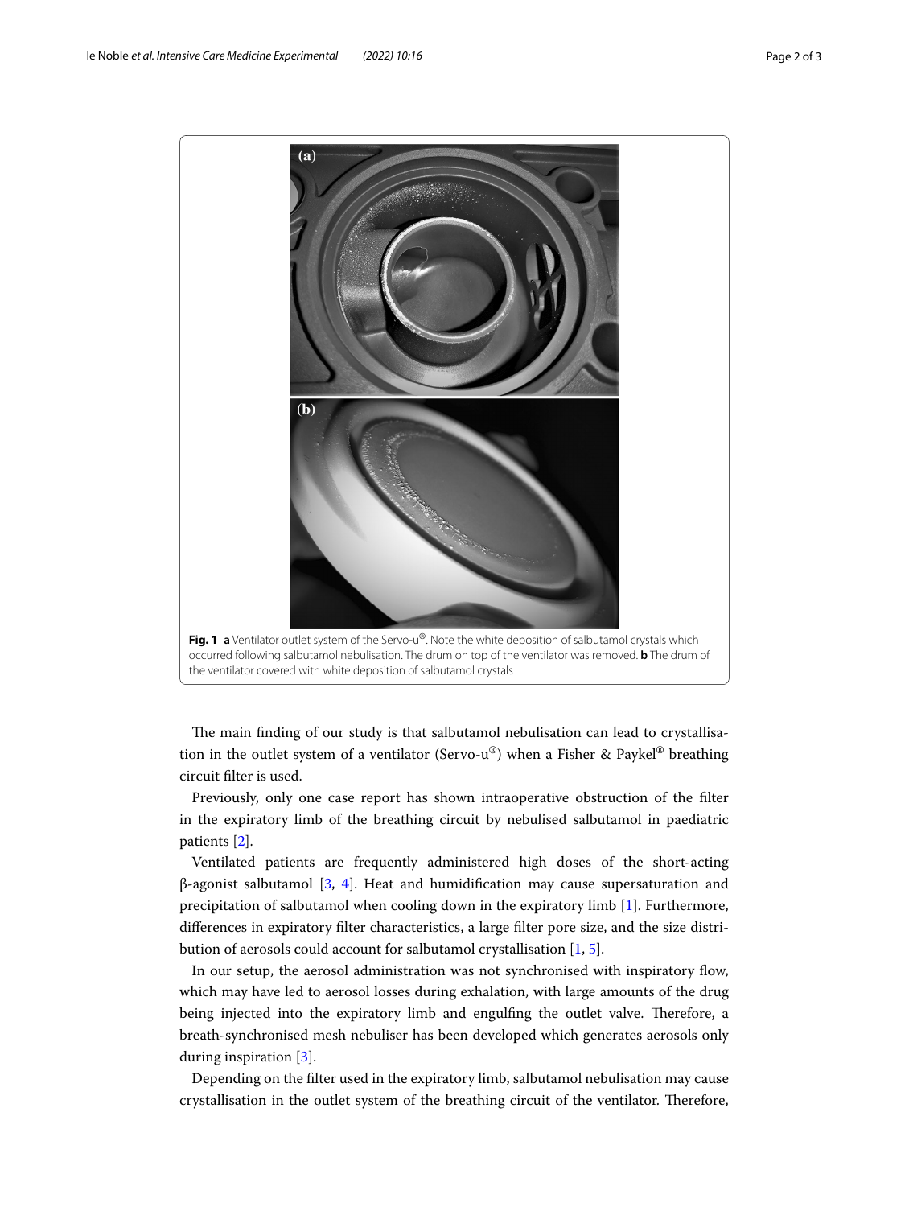**Fig. 1** **a** Ventilator outlet system of the Servo-u®. Note the white deposition of salbutamol crystals which occurred following salbutamol nebulisation. The drum on top of the ventilator was removed. **b** The drum of the ventilator covered with white deposition of salbutamol crystals

The main finding of our study is that salbutamol nebulisation can lead to crystallisation in the outlet system of a ventilator (Servo-u®) when a Fisher & Paykel® breathing circuit filter is used.

Previously, only one case report has shown intraoperative obstruction of the filter in the expiratory limb of the breathing circuit by nebulised salbutamol in paediatric patients [2].

Ventilated patients are frequently administered high doses of the short-acting β-agonist salbutamol [3, 4]. Heat and humidification may cause supersaturation and precipitation of salbutamol when cooling down in the expiratory limb [1]. Furthermore, differences in expiratory filter characteristics, a large filter pore size, and the size distribution of aerosols could account for salbutamol crystallisation [1, 5].

In our setup, the aerosol administration was not synchronised with inspiratory flow, which may have led to aerosol losses during exhalation, with large amounts of the drug being injected into the expiratory limb and engulfing the outlet valve. Therefore, a breath-synchronised mesh nebuliser has been developed which generates aerosols only during inspiration [3].

Depending on the filter used in the expiratory limb, salbutamol nebulisation may cause crystallisation in the outlet system of the breathing circuit of the ventilator. Therefore,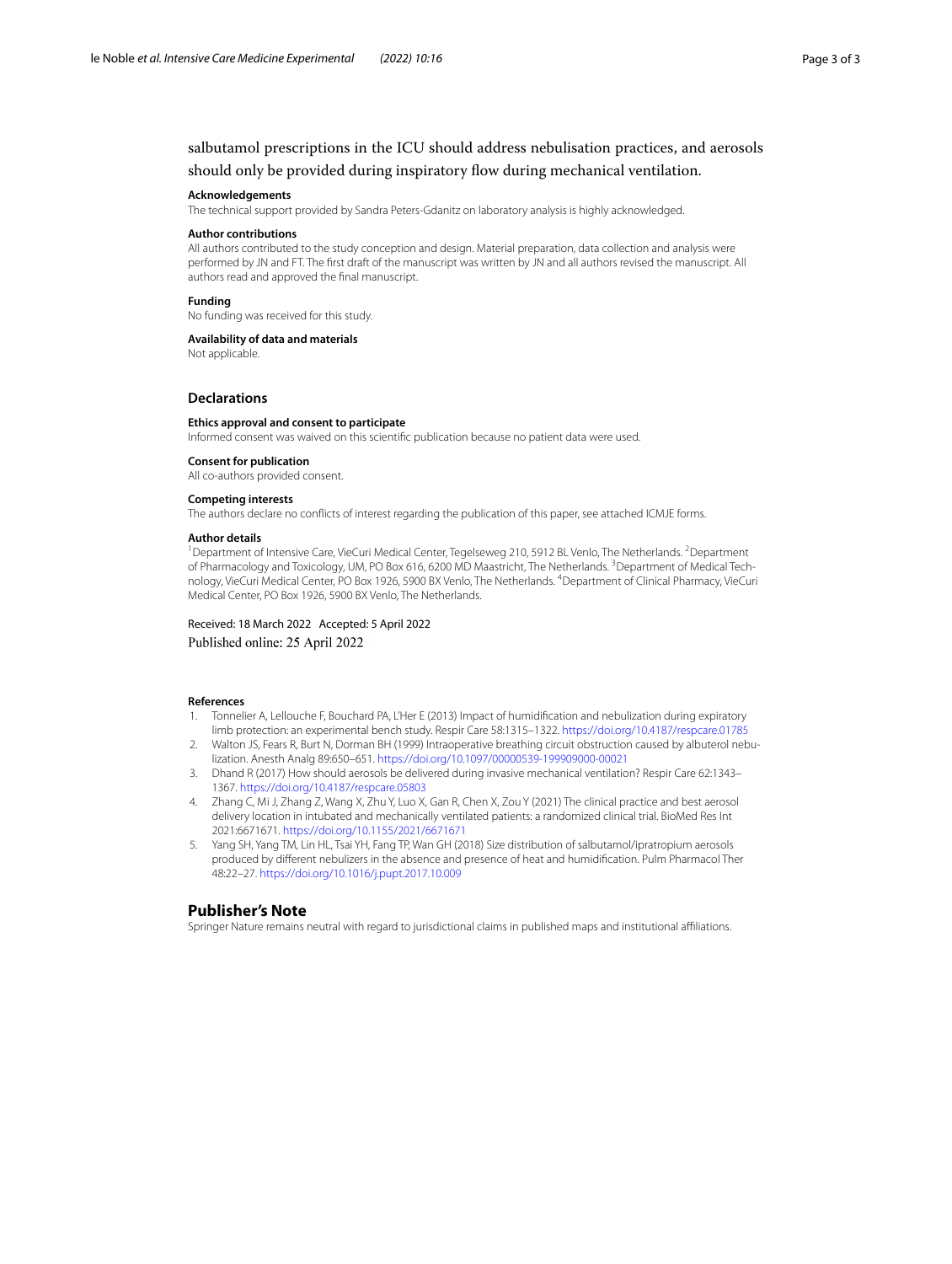salbutamol prescriptions in the ICU should address nebulisation practices, and aerosols should only be provided during inspiratory flow during mechanical ventilation.

**Acknowledgements**

The technical support provided by Sandra Peters-Gdanitz on laboratory analysis is highly acknowledged.

**Author contributions**

All authors contributed to the study conception and design. Material preparation, data collection and analysis were performed by JN and FT. The first draft of the manuscript was written by JN and all authors revised the manuscript. All authors read and approved the final manuscript.

**Funding**

No funding was received for this study.

**Availability of data and materials**

Not applicable.

## Declarations

**Ethics approval and consent to participate**

Informed consent was waived on this scientific publication because no patient data were used.

**Consent for publication**

All co-authors provided consent.

**Competing interests**

The authors declare no conflicts of interest regarding the publication of this paper, see attached ICMJE forms.

**Author details**

[1]Department of Intensive Care, VieCuri Medical Center, Tegelseweg 210, 5912 BL Venlo, The Netherlands. [2]Department of Pharmacology and Toxicology, UM, PO Box 616, 6200 MD Maastricht, The Netherlands. [3]Department of Medical Technology, VieCuri Medical Center, PO Box 1926, 5900 BX Venlo, The Netherlands. [4]Department of Clinical Pharmacy, VieCuri Medical Center, PO Box 1926, 5900 BX Venlo, The Netherlands.

Received: 18 March 2022 Accepted: 5 April 2022
Published online: 25 April 2022

**References**

1. Tonnelier A, Lellouche F, Bouchard PA, L'Her E (2013) Impact of humidification and nebulization during expiratory limb protection: an experimental bench study. Respir Care 58:1315–1322. https://doi.org/10.4187/respcare.01785
2. Walton JS, Fears R, Burt N, Dorman BH (1999) Intraoperative breathing circuit obstruction caused by albuterol nebulization. Anesth Analg 89:650–651. https://doi.org/10.1097/00000539-199909000-00021
3. Dhand R (2017) How should aerosols be delivered during invasive mechanical ventilation? Respir Care 62:1343–1367. https://doi.org/10.4187/respcare.05803
4. Zhang C, Mi J, Zhang Z, Wang X, Zhu Y, Luo X, Gan R, Chen X, Zou Y (2021) The clinical practice and best aerosol delivery location in intubated and mechanically ventilated patients: a randomized clinical trial. BioMed Res Int 2021:6671671. https://doi.org/10.1155/2021/6671671
5. Yang SH, Yang TM, Lin HL, Tsai YH, Fang TP, Wan GH (2018) Size distribution of salbutamol/ipratropium aerosols produced by different nebulizers in the absence and presence of heat and humidification. Pulm Pharmacol Ther 48:22–27. https://doi.org/10.1016/j.pupt.2017.10.009

## Publisher's Note

Springer Nature remains neutral with regard to jurisdictional claims in published maps and institutional affiliations.